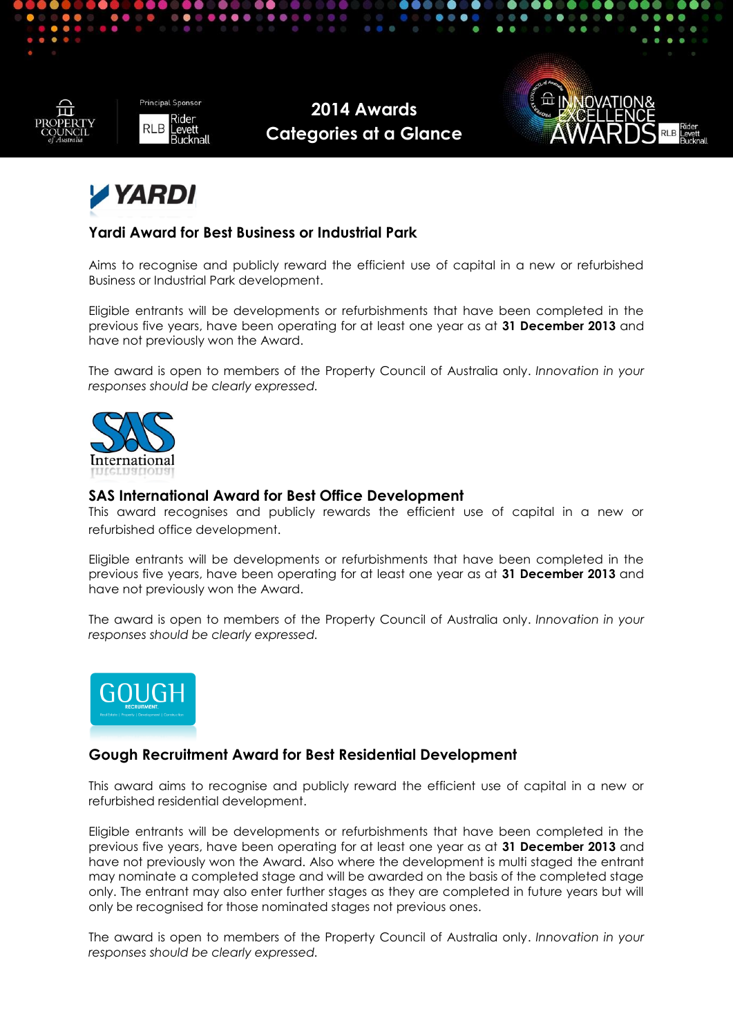# 2014 Awards Categories at a Glance

## Yardi Award for Best Business or Industrial Park

Aims to recognise and publicly reward the efficient use of capital in a new or refurbished Business or Industrial Park development.

Eligible entrants will be developments or refurbishments that have been completed in the previous five years, have been operating for at least one year as at **31 December 2013** and have not previously won the Award.

The award is open to members of the Property Council of Australia only. *Innovation in your responses should be clearly expressed.*

## SAS International Award for Best Office Development

This award recognises and publicly rewards the efficient use of capital in a new or refurbished office development.

Eligible entrants will be developments or refurbishments that have been completed in the previous five years, have been operating for at least one year as at **31 December 2013** and have not previously won the Award.

The award is open to members of the Property Council of Australia only. *Innovation in your responses should be clearly expressed.*

## Gough Recruitment Award for Best Residential Development

This award aims to recognise and publicly reward the efficient use of capital in a new or refurbished residential development.

Eligible entrants will be developments or refurbishments that have been completed in the previous five years, have been operating for at least one year as at **31 December 2013** and have not previously won the Award. Also where the development is multi staged the entrant may nominate a completed stage and will be awarded on the basis of the completed stage only. The entrant may also enter further stages as they are completed in future years but will only be recognised for those nominated stages not previous ones.

The award is open to members of the Property Council of Australia only. *Innovation in your responses should be clearly expressed.*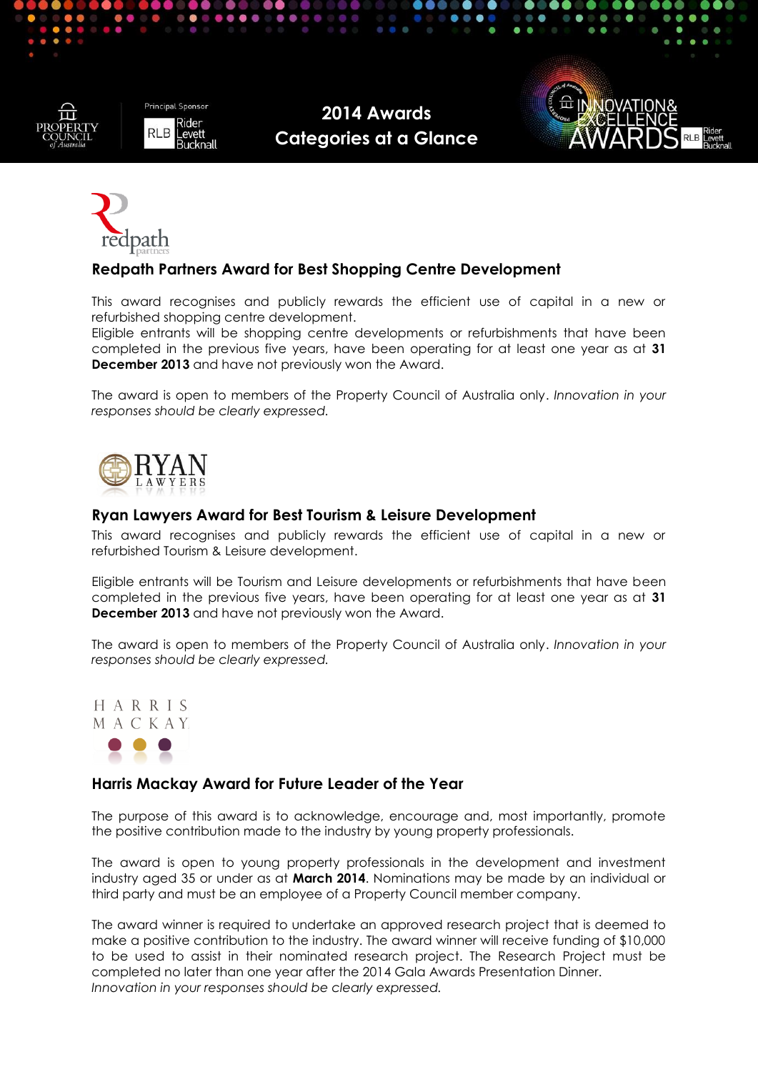## Redpath Partners Award for Best Shopping Centre Development

This award recognises and publicly rewards the efficient use of capital in a new or refurbished shopping centre development.
Eligible entrants will be shopping centre developments or refurbishments that have been completed in the previous five years, have been operating for at least one year as at **31 December 2013** and have not previously won the Award.

The award is open to members of the Property Council of Australia only. *Innovation in your responses should be clearly expressed.*

## Ryan Lawyers Award for Best Tourism & Leisure Development

This award recognises and publicly rewards the efficient use of capital in a new or refurbished Tourism & Leisure development.

Eligible entrants will be Tourism and Leisure developments or refurbishments that have been completed in the previous five years, have been operating for at least one year as at **31 December 2013** and have not previously won the Award.

The award is open to members of the Property Council of Australia only. *Innovation in your responses should be clearly expressed.*

## Harris Mackay Award for Future Leader of the Year

The purpose of this award is to acknowledge, encourage and, most importantly, promote the positive contribution made to the industry by young property professionals.

The award is open to young property professionals in the development and investment industry aged 35 or under as at **March 2014**. Nominations may be made by an individual or third party and must be an employee of a Property Council member company.

The award winner is required to undertake an approved research project that is deemed to make a positive contribution to the industry. The award winner will receive funding of $10,000 to be used to assist in their nominated research project. The Research Project must be completed no later than one year after the 2014 Gala Awards Presentation Dinner.
*Innovation in your responses should be clearly expressed.*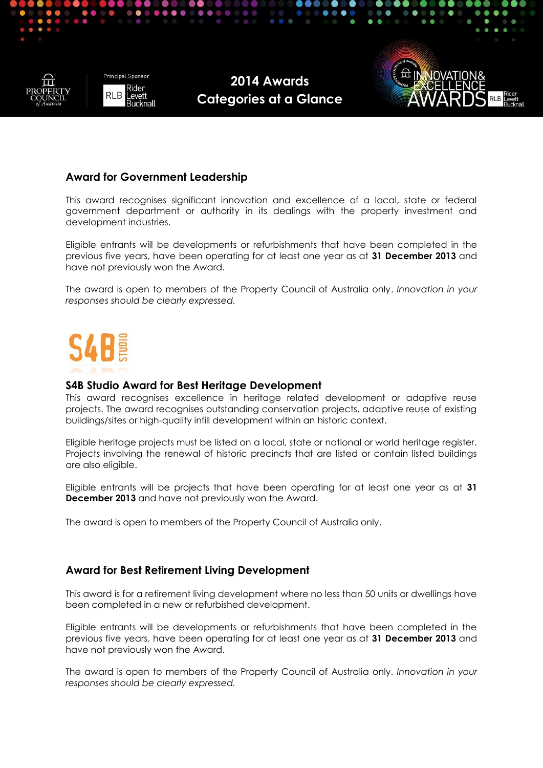## Award for Government Leadership

This award recognises significant innovation and excellence of a local, state or federal government department or authority in its dealings with the property investment and development industries.

Eligible entrants will be developments or refurbishments that have been completed in the previous five years, have been operating for at least one year as at **31 December 2013** and have not previously won the Award.

The award is open to members of the Property Council of Australia only. *Innovation in your responses should be clearly expressed.*

## S4B Studio Award for Best Heritage Development

This award recognises excellence in heritage related development or adaptive reuse projects. The award recognises outstanding conservation projects, adaptive reuse of existing buildings/sites or high-quality infill development within an historic context.

Eligible heritage projects must be listed on a local, state or national or world heritage register. Projects involving the renewal of historic precincts that are listed or contain listed buildings are also eligible.

Eligible entrants will be projects that have been operating for at least one year as at **31 December 2013** and have not previously won the Award.

The award is open to members of the Property Council of Australia only.

## Award for Best Retirement Living Development

This award is for a retirement living development where no less than 50 units or dwellings have been completed in a new or refurbished development.

Eligible entrants will be developments or refurbishments that have been completed in the previous five years, have been operating for at least one year as at **31 December 2013** and have not previously won the Award.

The award is open to members of the Property Council of Australia only. *Innovation in your responses should be clearly expressed.*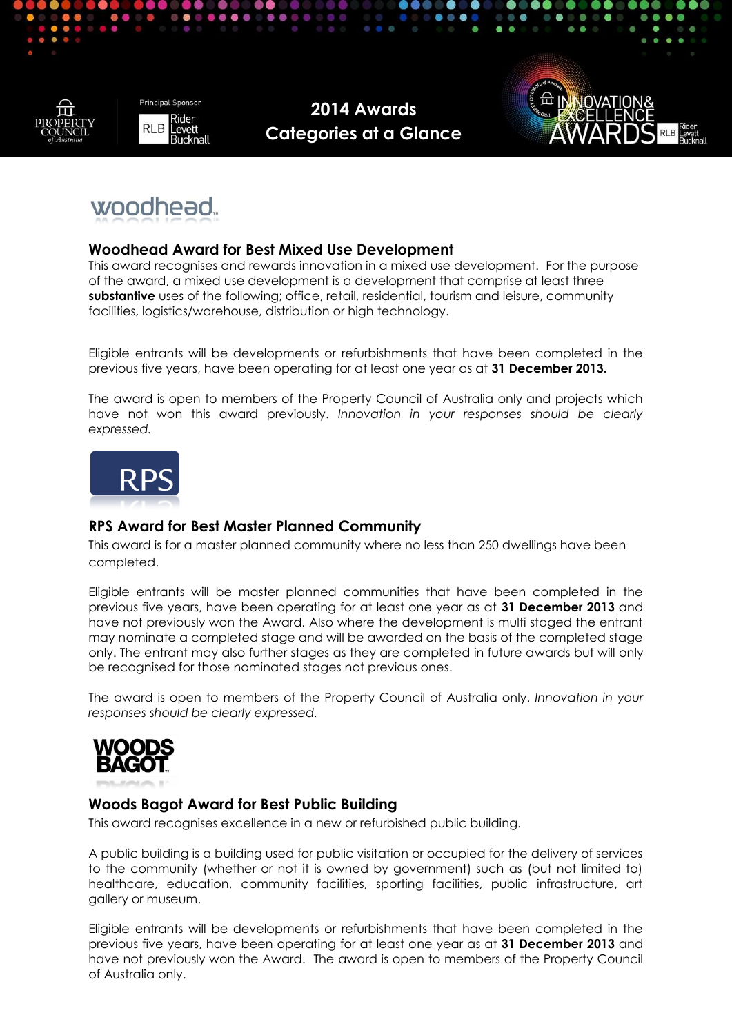## Woodhead Award for Best Mixed Use Development

This award recognises and rewards innovation in a mixed use development. For the purpose of the award, a mixed use development is a development that comprise at least three **substantive** uses of the following; office, retail, residential, tourism and leisure, community facilities, logistics/warehouse, distribution or high technology.

Eligible entrants will be developments or refurbishments that have been completed in the previous five years, have been operating for at least one year as at **31 December 2013.**

The award is open to members of the Property Council of Australia only and projects which have not won this award previously. *Innovation in your responses should be clearly expressed.*

## RPS Award for Best Master Planned Community

This award is for a master planned community where no less than 250 dwellings have been completed.

Eligible entrants will be master planned communities that have been completed in the previous five years, have been operating for at least one year as at **31 December 2013** and have not previously won the Award. Also where the development is multi staged the entrant may nominate a completed stage and will be awarded on the basis of the completed stage only. The entrant may also further stages as they are completed in future awards but will only be recognised for those nominated stages not previous ones.

The award is open to members of the Property Council of Australia only. *Innovation in your responses should be clearly expressed.*

## Woods Bagot Award for Best Public Building

This award recognises excellence in a new or refurbished public building.

A public building is a building used for public visitation or occupied for the delivery of services to the community (whether or not it is owned by government) such as (but not limited to) healthcare, education, community facilities, sporting facilities, public infrastructure, art gallery or museum.

Eligible entrants will be developments or refurbishments that have been completed in the previous five years, have been operating for at least one year as at **31 December 2013** and have not previously won the Award. The award is open to members of the Property Council of Australia only.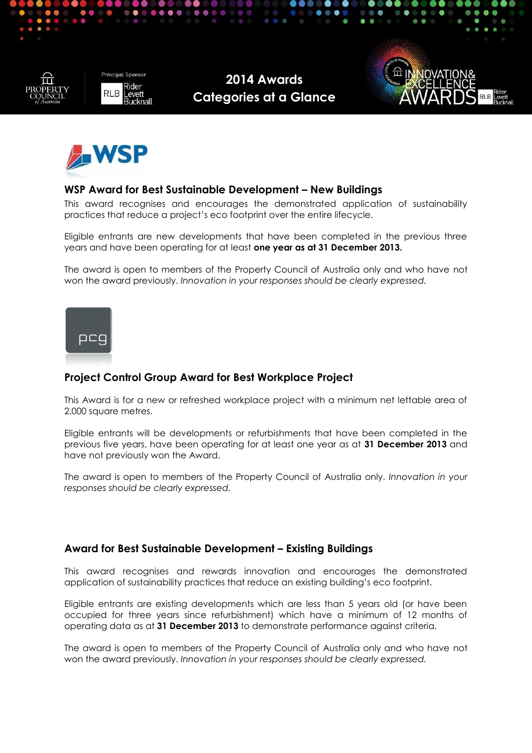## WSP Award for Best Sustainable Development – New Buildings

This award recognises and encourages the demonstrated application of sustainability practices that reduce a project's eco footprint over the entire lifecycle.

Eligible entrants are new developments that have been completed in the previous three years and have been operating for at least **one year as at 31 December 2013.**

The award is open to members of the Property Council of Australia only and who have not won the award previously. *Innovation in your responses should be clearly expressed.*

## Project Control Group Award for Best Workplace Project

This Award is for a new or refreshed workplace project with a minimum net lettable area of 2,000 square metres.

Eligible entrants will be developments or refurbishments that have been completed in the previous five years, have been operating for at least one year as at **31 December 2013** and have not previously won the Award.

The award is open to members of the Property Council of Australia only. *Innovation in your responses should be clearly expressed.*

## Award for Best Sustainable Development – Existing Buildings

This award recognises and rewards innovation and encourages the demonstrated application of sustainability practices that reduce an existing building's eco footprint.

Eligible entrants are existing developments which are less than 5 years old (or have been occupied for three years since refurbishment) which have a minimum of 12 months of operating data as at **31 December 2013** to demonstrate performance against criteria.

The award is open to members of the Property Council of Australia only and who have not won the award previously. *Innovation in your responses should be clearly expressed.*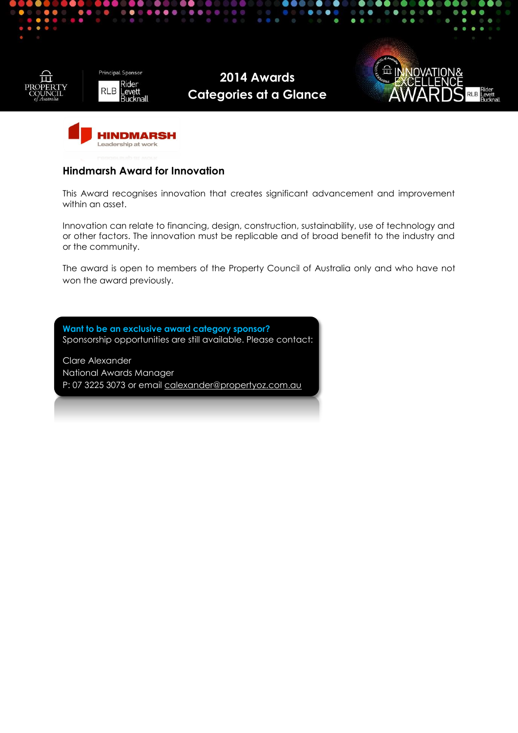## Hindmarsh Award for Innovation

This Award recognises innovation that creates significant advancement and improvement within an asset.

Innovation can relate to financing, design, construction, sustainability, use of technology and or other factors. The innovation must be replicable and of broad benefit to the industry and or the community.

The award is open to members of the Property Council of Australia only and who have not won the award previously.

**Want to be an exclusive award category sponsor?**
Sponsorship opportunities are still available. Please contact:

Clare Alexander
National Awards Manager
P: 07 3225 3073 or email calexander@propertyoz.com.au